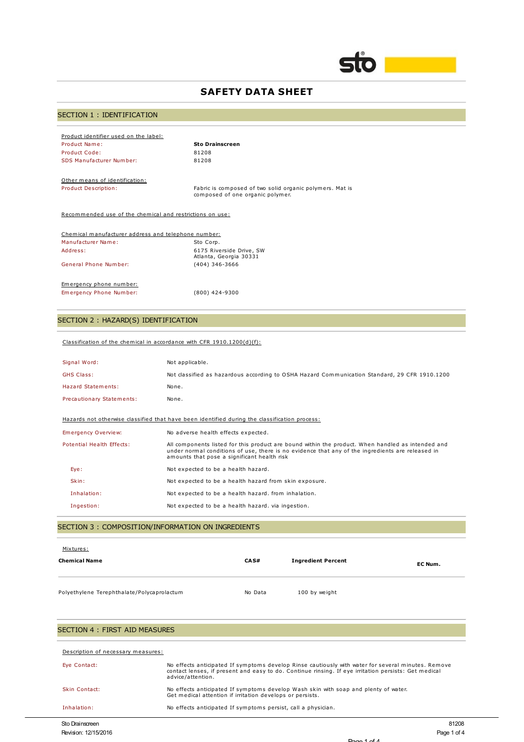# SAFETY DATA SHEET

## SECTION 1 : IDENTIFICATION

Product identifier used on the label:

| | |
|---|---|
| Product Name: | **Sto Drainscreen** |
| Product Code: | 81208 |
| SDS Manufacturer Number: | 81208 |

Other means of identification:

| | |
|---|---|
| Product Description: | Fabric is composed of two solid organic polymers. Mat is composed of one organic polymer. |

Recommended use of the chemical and restrictions on use:

Chemical manufacturer address and telephone number:

| | |
|---|---|
| Manufacturer Name: | Sto Corp. |
| Address: | 6175 Riverside Drive, SW<br>Atlanta, Georgia 30331 |
| General Phone Number: | (404) 346-3666 |

Emergency phone number:

| | |
|---|---|
| Emergency Phone Number: | (800) 424-9300 |

## SECTION 2 : HAZARD(S) IDENTIFICATION

Classification of the chemical in accordance with CFR 1910.1200(d)(f):

| | |
|---|---|
| Signal Word: | Not applicable. |
| GHS Class: | Not classified as hazardous according to OSHA Hazard Communication Standard, 29 CFR 1910.1200 |
| Hazard Statements: | None. |
| Precautionary Statements: | None. |

Hazards not otherwise classified that have been identified during the classification process:

| | |
|---|---|
| Emergency Overview: | No adverse health effects expected. |
| Potential Health Effects: | All components listed for this product are bound within the product. When handled as intended and under normal conditions of use, there is no evidence that any of the ingredients are released in amounts that pose a significant health risk |
| Eye: | Not expected to be a health hazard. |
| Skin: | Not expected to be a health hazard from skin exposure. |
| Inhalation: | Not expected to be a health hazard. from inhalation. |
| Ingestion: | Not expected to be a health hazard. via ingestion. |

## SECTION 3 : COMPOSITION/INFORMATION ON INGREDIENTS

Mixtures:

| **Chemical Name** | **CAS#** | **Ingredient Percent** | **EC Num.** |
|---|---|---|---|
| Polyethylene Terephthalate/Polycaprolactum | No Data | 100 by weight | |

## SECTION 4 : FIRST AID MEASURES

Description of necessary measures:

| | |
|---|---|
| Eye Contact: | No effects anticipated If symptoms develop Rinse cautiously with water for several minutes. Remove contact lenses, if present and easy to do. Continue rinsing. If eye irritation persists: Get medical advice/attention. |
| Skin Contact: | No effects anticipated If symptoms develop Wash skin with soap and plenty of water. Get medical attention if irritation develops or persists. |
| Inhalation: | No effects anticipated If symptoms persist, call a physician. |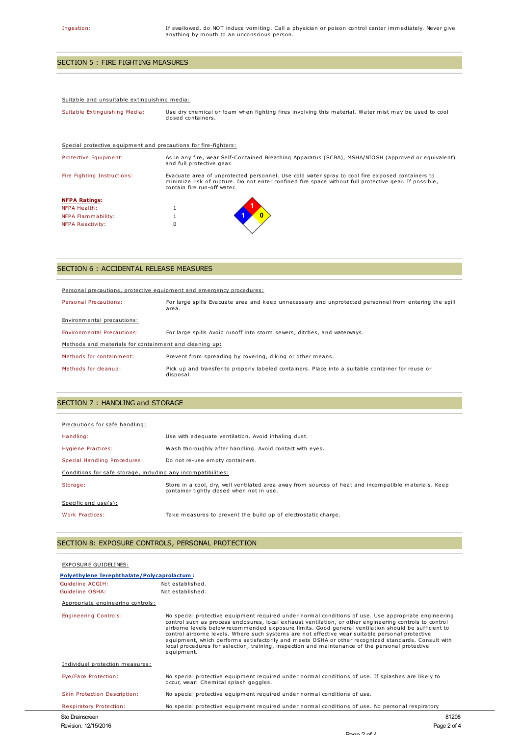| | |
|---|---|
| Ingestion: | If swallowed, do NOT induce vomiting. Call a physician or poison control center immediately. Never give anything by mouth to an unconscious person. |

## SECTION 5 : FIRE FIGHTING MEASURES

Suitable and unsuitable extinguishing media:

| | |
|---|---|
| Suitable Extinguishing Media: | Use dry chemical or foam when fighting fires involving this material. Water mist may be used to cool closed containers. |

Special protective equipment and precautions for fire-fighters:

| | |
|---|---|
| Protective Equipment: | As in any fire, wear Self-Contained Breathing Apparatus (SCBA), MSHA/NIOSH (approved or equivalent) and full protective gear. |
| Fire Fighting Instructions: | Evacuate area of unprotected personnel. Use cold water spray to cool fire exposed containers to minimize risk of rupture. Do not enter confined fire space without full protective gear. If possible, contain fire run-off water. |

**NFPA Ratings:**

| | |
|---|---|
| NFPA Health: | 1 |
| NFPA Flammability: | 1 |
| NFPA Reactivity: | 0 |

## SECTION 6 : ACCIDENTAL RELEASE MEASURES

Personal precautions, protective equipment and emergency procedures:

| | |
|---|---|
| Personal Precautions: | For large spills Evacuate area and keep unnecessary and unprotected personnel from entering the spill area. |

Environmental precautions:

| | |
|---|---|
| Environmental Precautions: | For large spills Avoid runoff into storm sewers, ditches, and waterways. |

Methods and materials for containment and cleaning up:

| | |
|---|---|
| Methods for containment: | Prevent from spreading by covering, diking or other means. |
| Methods for cleanup: | Pick up and transfer to properly labeled containers. Place into a suitable container for reuse or disposal. |

## SECTION 7 : HANDLING and STORAGE

Precautions for safe handling:

| | |
|---|---|
| Handling: | Use with adequate ventilation. Avoid inhaling dust. |
| Hygiene Practices: | Wash thoroughly after handling. Avoid contact with eyes. |
| Special Handling Procedures: | Do not re-use empty containers. |

Conditions for safe storage, including any incompatibilities:

| | |
|---|---|
| Storage: | Store in a cool, dry, well ventilated area away from sources of heat and incompatible materials. Keep container tightly closed when not in use. |

Specific end use(s):

| | |
|---|---|
| Work Practices: | Take measures to prevent the build up of electrostatic charge. |

## SECTION 8: EXPOSURE CONTROLS, PERSONAL PROTECTION

EXPOSURE GUIDELINES:

**Polyethylene Terephthalate/Polycaprolactum :**

| | |
|---|---|
| Guideline ACGIH: | Not established. |
| Guideline OSHA: | Not established. |

Appropriate engineering controls:

| | |
|---|---|
| Engineering Controls: | No special protective equipment required under normal conditions of use. Use appropriate engineering control such as process enclosures, local exhaust ventilation, or other engineering controls to control airborne levels below recommended exposure limits. Good general ventilation should be sufficient to control airborne levels. Where such systems are not effective wear suitable personal protective equipment, which performs satisfactorily and meets OSHA or other recognized standards. Consult with local procedures for selection, training, inspection and maintenance of the personal protective equipment. |

Individual protection measures:

| | |
|---|---|
| Eye/Face Protection: | No special protective equipment required under normal conditions of use. If splashes are likely to occur, wear: Chemical splash goggles. |
| Skin Protection Description: | No special protective equipment required under normal conditions of use. |
| Respiratory Protection: | No special protective equipment required under normal conditions of use. No personal respiratory |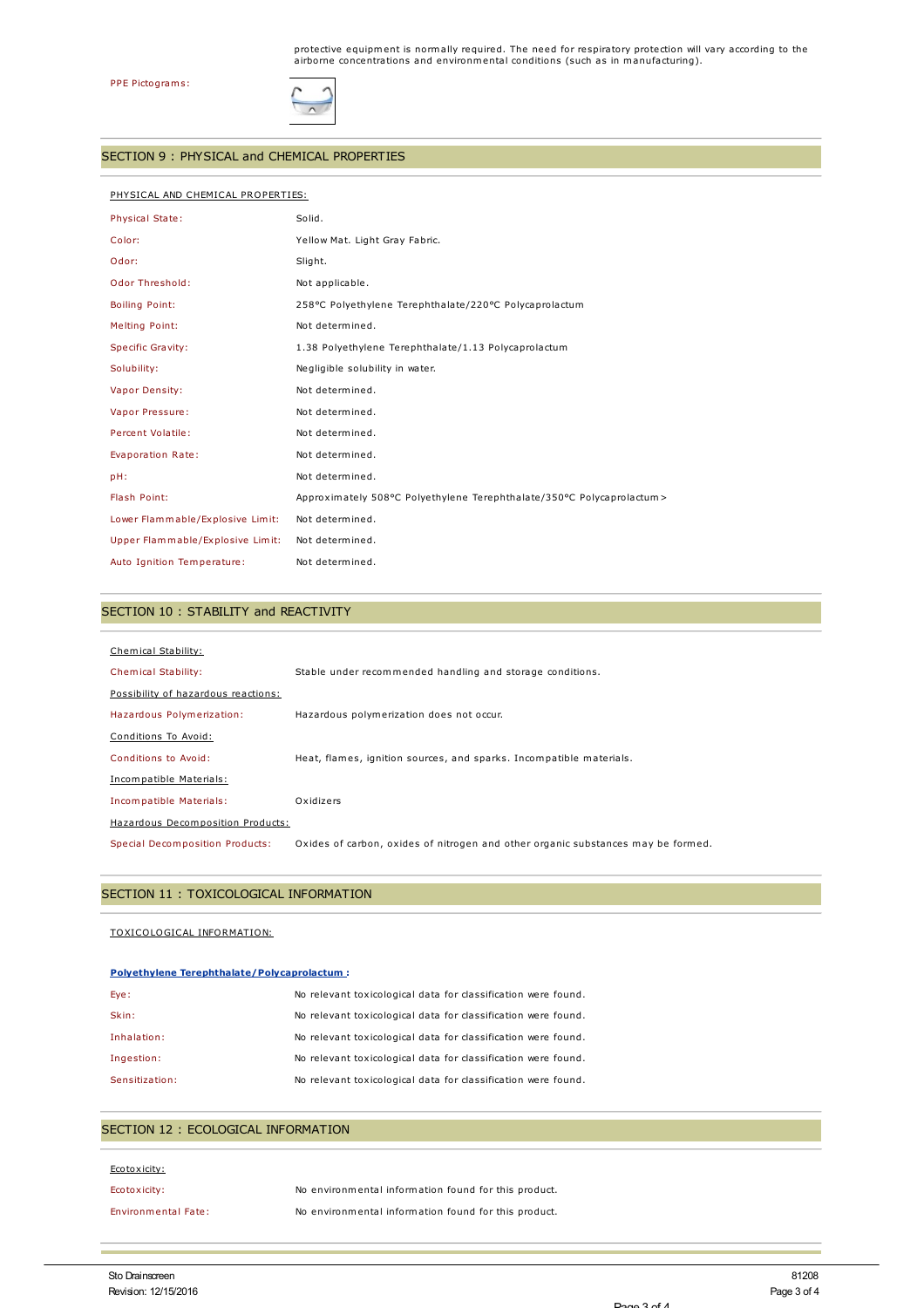protective equipment is normally required. The need for respiratory protection will vary according to the airborne concentrations and environmental conditions (such as in manufacturing).

PPE Pictograms:

## SECTION 9 : PHYSICAL and CHEMICAL PROPERTIES

PHYSICAL AND CHEMICAL PROPERTIES:

| Property | Value |
|---|---|
| Physical State: | Solid. |
| Color: | Yellow Mat. Light Gray Fabric. |
| Odor: | Slight. |
| Odor Threshold: | Not applicable. |
| Boiling Point: | 258°C Polyethylene Terephthalate/220°C Polycaprolactum |
| Melting Point: | Not determined. |
| Specific Gravity: | 1.38 Polyethylene Terephthalate/1.13 Polycaprolactum |
| Solubility: | Negligible solubility in water. |
| Vapor Density: | Not determined. |
| Vapor Pressure: | Not determined. |
| Percent Volatile: | Not determined. |
| Evaporation Rate: | Not determined. |
| pH: | Not determined. |
| Flash Point: | Approximately 508°C Polyethylene Terephthalate/350°C Polycaprolactum> |
| Lower Flammable/Explosive Limit: | Not determined. |
| Upper Flammable/Explosive Limit: | Not determined. |
| Auto Ignition Temperature: | Not determined. |

## SECTION 10 : STABILITY and REACTIVITY

Chemical Stability:

| | |
|---|---|
| Chemical Stability: | Stable under recommended handling and storage conditions. |

Possibility of hazardous reactions:

| | |
|---|---|
| Hazardous Polymerization: | Hazardous polymerization does not occur. |

Conditions To Avoid:

| | |
|---|---|
| Conditions to Avoid: | Heat, flames, ignition sources, and sparks. Incompatible materials. |

Incompatible Materials:

| | |
|---|---|
| Incompatible Materials: | Oxidizers |

Hazardous Decomposition Products:

| | |
|---|---|
| Special Decomposition Products: | Oxides of carbon, oxides of nitrogen and other organic substances may be formed. |

## SECTION 11 : TOXICOLOGICAL INFORMATION

TOXICOLOGICAL INFORMATION:

**Polyethylene Terephthalate/Polycaprolactum :**

| | |
|---|---|
| Eye: | No relevant toxicological data for classification were found. |
| Skin: | No relevant toxicological data for classification were found. |
| Inhalation: | No relevant toxicological data for classification were found. |
| Ingestion: | No relevant toxicological data for classification were found. |
| Sensitization: | No relevant toxicological data for classification were found. |

## SECTION 12 : ECOLOGICAL INFORMATION

Ecotoxicity:

| | |
|---|---|
| Ecotoxicity: | No environmental information found for this product. |
| Environmental Fate: | No environmental information found for this product. |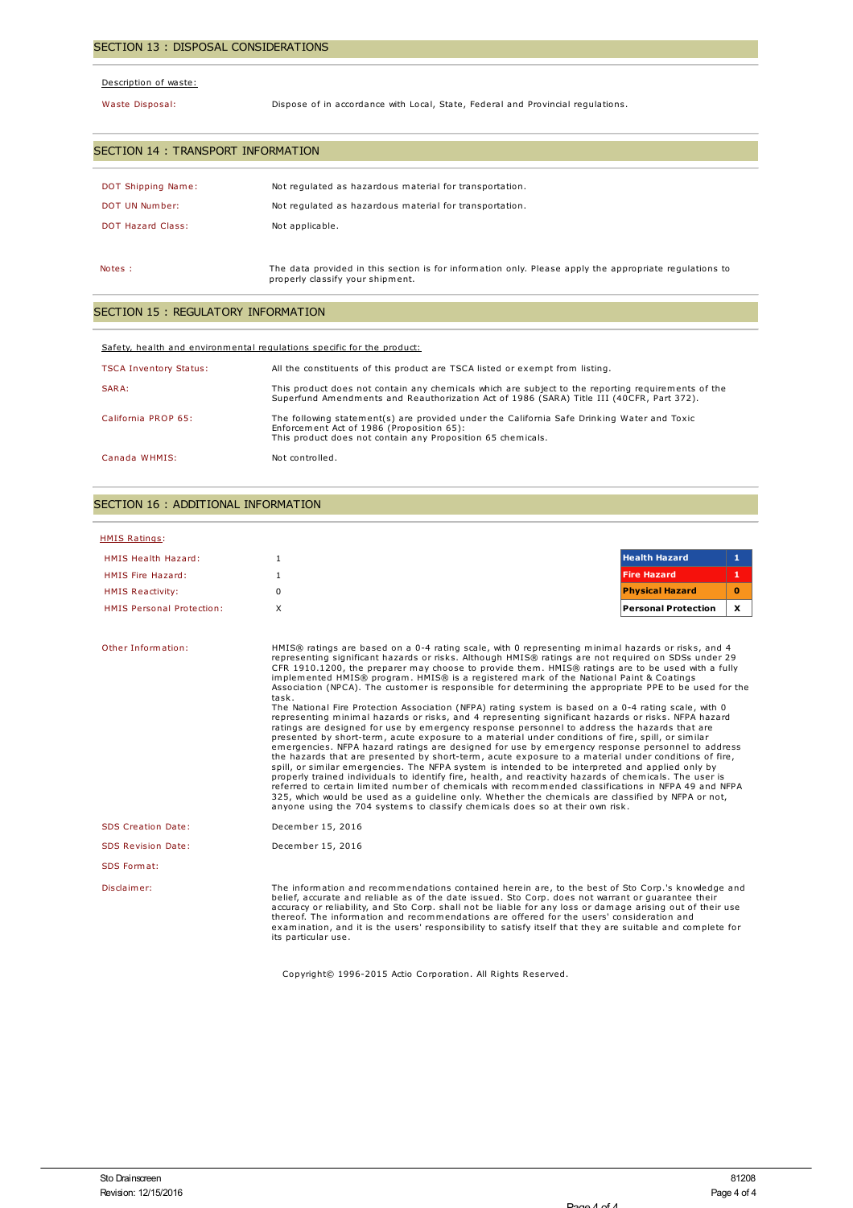## SECTION 13 : DISPOSAL CONSIDERATIONS

Description of waste:

| | |
|---|---|
| Waste Disposal: | Dispose of in accordance with Local, State, Federal and Provincial regulations. |

## SECTION 14 : TRANSPORT INFORMATION

| | |
|---|---|
| DOT Shipping Name: | Not regulated as hazardous material for transportation. |
| DOT UN Number: | Not regulated as hazardous material for transportation. |
| DOT Hazard Class: | Not applicable. |
| Notes : | The data provided in this section is for information only. Please apply the appropriate regulations to properly classify your shipment. |

## SECTION 15 : REGULATORY INFORMATION

Safety, health and environmental regulations specific for the product:

| | |
|---|---|
| TSCA Inventory Status: | All the constituents of this product are TSCA listed or exempt from listing. |
| SARA: | This product does not contain any chemicals which are subject to the reporting requirements of the Superfund Amendments and Reauthorization Act of 1986 (SARA) Title III (40CFR, Part 372). |
| California PROP 65: | The following statement(s) are provided under the California Safe Drinking Water and Toxic Enforcement Act of 1986 (Proposition 65): This product does not contain any Proposition 65 chemicals. |
| Canada WHMIS: | Not controlled. |

## SECTION 16 : ADDITIONAL INFORMATION

HMIS Ratings:

| | |
|---|---|
| HMIS Health Hazard: | 1 |
| HMIS Fire Hazard: | 1 |
| HMIS Reactivity: | 0 |
| HMIS Personal Protection: | X |

| | |
|---|---|
| **Health Hazard** | **1** |
| **Fire Hazard** | **1** |
| **Physical Hazard** | **0** |
| **Personal Protection** | **X** |

Other Information:

HMIS® ratings are based on a 0-4 rating scale, with 0 representing minimal hazards or risks, and 4 representing significant hazards or risks. Although HMIS® ratings are not required on SDSs under 29 CFR 1910.1200, the preparer may choose to provide them. HMIS® ratings are to be used with a fully implemented HMIS® program. HMIS® is a registered mark of the National Paint & Coatings Association (NPCA). The customer is responsible for determining the appropriate PPE to be used for the task.
The National Fire Protection Association (NFPA) rating system is based on a 0-4 rating scale, with 0 representing minimal hazards or risks, and 4 representing significant hazards or risks. NFPA hazard ratings are designed for use by emergency response personnel to address the hazards that are presented by short-term, acute exposure to a material under conditions of fire, spill, or similar emergencies. NFPA hazard ratings are designed for use by emergency response personnel to address the hazards that are presented by short-term, acute exposure to a material under conditions of fire, spill, or similar emergencies. The NFPA system is intended to be interpreted and applied only by properly trained individuals to identify fire, health, and reactivity hazards of chemicals. The user is referred to certain limited number of chemicals with recommended classifications in NFPA 49 and NFPA 325, which would be used as a guideline only. Whether the chemicals are classified by NFPA or not, anyone using the 704 systems to classify chemicals does so at their own risk.

| | |
|---|---|
| SDS Creation Date: | December 15, 2016 |
| SDS Revision Date: | December 15, 2016 |
| SDS Format: | |
| Disclaimer: | The information and recommendations contained herein are, to the best of Sto Corp.'s knowledge and belief, accurate and reliable as of the date issued. Sto Corp. does not warrant or guarantee their accuracy or reliability, and Sto Corp. shall not be liable for any loss or damage arising out of their use thereof. The information and recommendations are offered for the users' consideration and examination, and it is the users' responsibility to satisfy itself that they are suitable and complete for its particular use. |

Copyright© 1996-2015 Actio Corporation. All Rights Reserved.